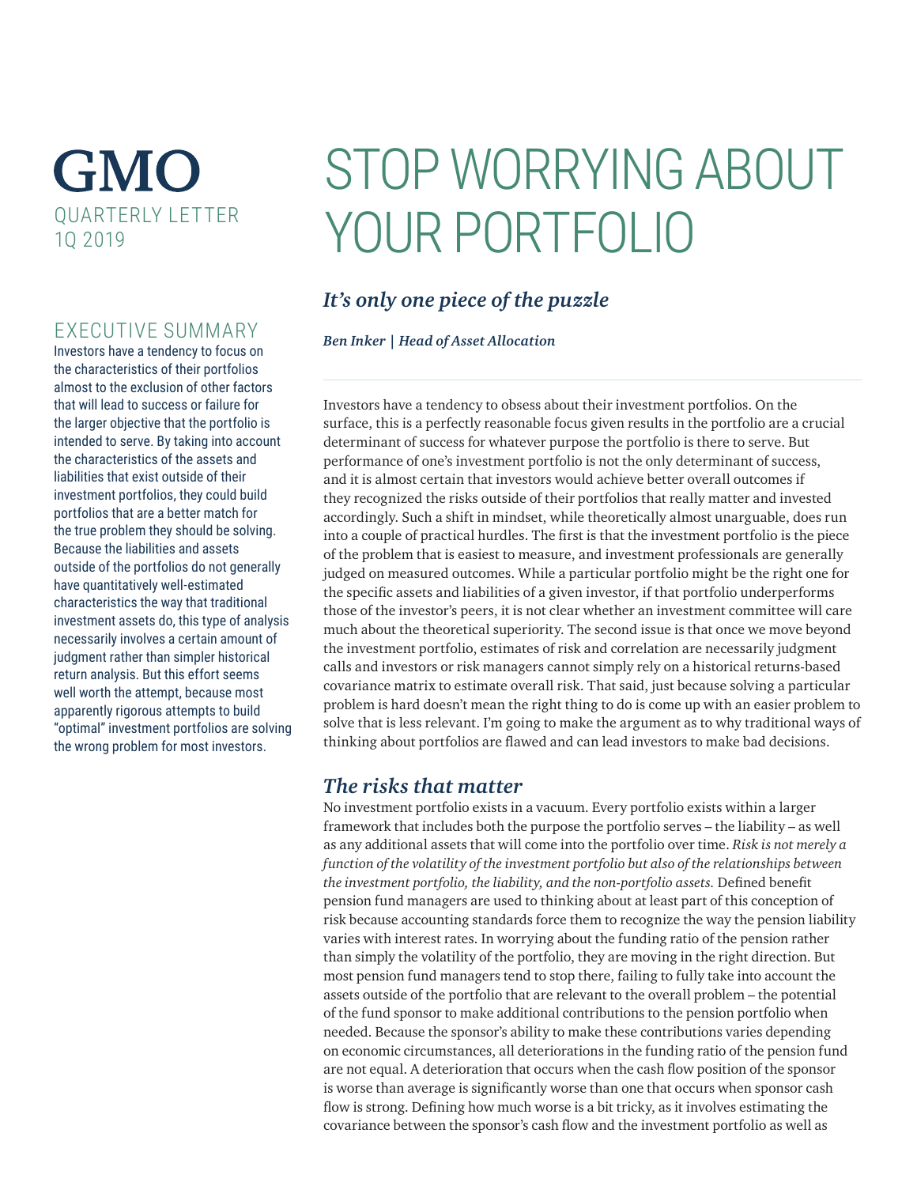GMO

QUARTERLY LETTER
1Q 2019

# STOP WORRYING ABOUT YOUR PORTFOLIO

## *It's only one piece of the puzzle*

***Ben Inker | Head of Asset Allocation***

### EXECUTIVE SUMMARY

Investors have a tendency to focus on the characteristics of their portfolios almost to the exclusion of other factors that will lead to success or failure for the larger objective that the portfolio is intended to serve. By taking into account the characteristics of the assets and liabilities that exist outside of their investment portfolios, they could build portfolios that are a better match for the true problem they should be solving. Because the liabilities and assets outside of the portfolios do not generally have quantitatively well-estimated characteristics the way that traditional investment assets do, this type of analysis necessarily involves a certain amount of judgment rather than simpler historical return analysis. But this effort seems well worth the attempt, because most apparently rigorous attempts to build "optimal" investment portfolios are solving the wrong problem for most investors.

Investors have a tendency to obsess about their investment portfolios. On the surface, this is a perfectly reasonable focus given results in the portfolio are a crucial determinant of success for whatever purpose the portfolio is there to serve. But performance of one's investment portfolio is not the only determinant of success, and it is almost certain that investors would achieve better overall outcomes if they recognized the risks outside of their portfolios that really matter and invested accordingly. Such a shift in mindset, while theoretically almost unarguable, does run into a couple of practical hurdles. The first is that the investment portfolio is the piece of the problem that is easiest to measure, and investment professionals are generally judged on measured outcomes. While a particular portfolio might be the right one for the specific assets and liabilities of a given investor, if that portfolio underperforms those of the investor's peers, it is not clear whether an investment committee will care much about the theoretical superiority. The second issue is that once we move beyond the investment portfolio, estimates of risk and correlation are necessarily judgment calls and investors or risk managers cannot simply rely on a historical returns-based covariance matrix to estimate overall risk. That said, just because solving a particular problem is hard doesn't mean the right thing to do is come up with an easier problem to solve that is less relevant. I'm going to make the argument as to why traditional ways of thinking about portfolios are flawed and can lead investors to make bad decisions.

## *The risks that matter*

No investment portfolio exists in a vacuum. Every portfolio exists within a larger framework that includes both the purpose the portfolio serves – the liability – as well as any additional assets that will come into the portfolio over time. *Risk is not merely a function of the volatility of the investment portfolio but also of the relationships between the investment portfolio, the liability, and the non-portfolio assets.* Defined benefit pension fund managers are used to thinking about at least part of this conception of risk because accounting standards force them to recognize the way the pension liability varies with interest rates. In worrying about the funding ratio of the pension rather than simply the volatility of the portfolio, they are moving in the right direction. But most pension fund managers tend to stop there, failing to fully take into account the assets outside of the portfolio that are relevant to the overall problem – the potential of the fund sponsor to make additional contributions to the pension portfolio when needed. Because the sponsor's ability to make these contributions varies depending on economic circumstances, all deteriorations in the funding ratio of the pension fund are not equal. A deterioration that occurs when the cash flow position of the sponsor is worse than average is significantly worse than one that occurs when sponsor cash flow is strong. Defining how much worse is a bit tricky, as it involves estimating the covariance between the sponsor's cash flow and the investment portfolio as well as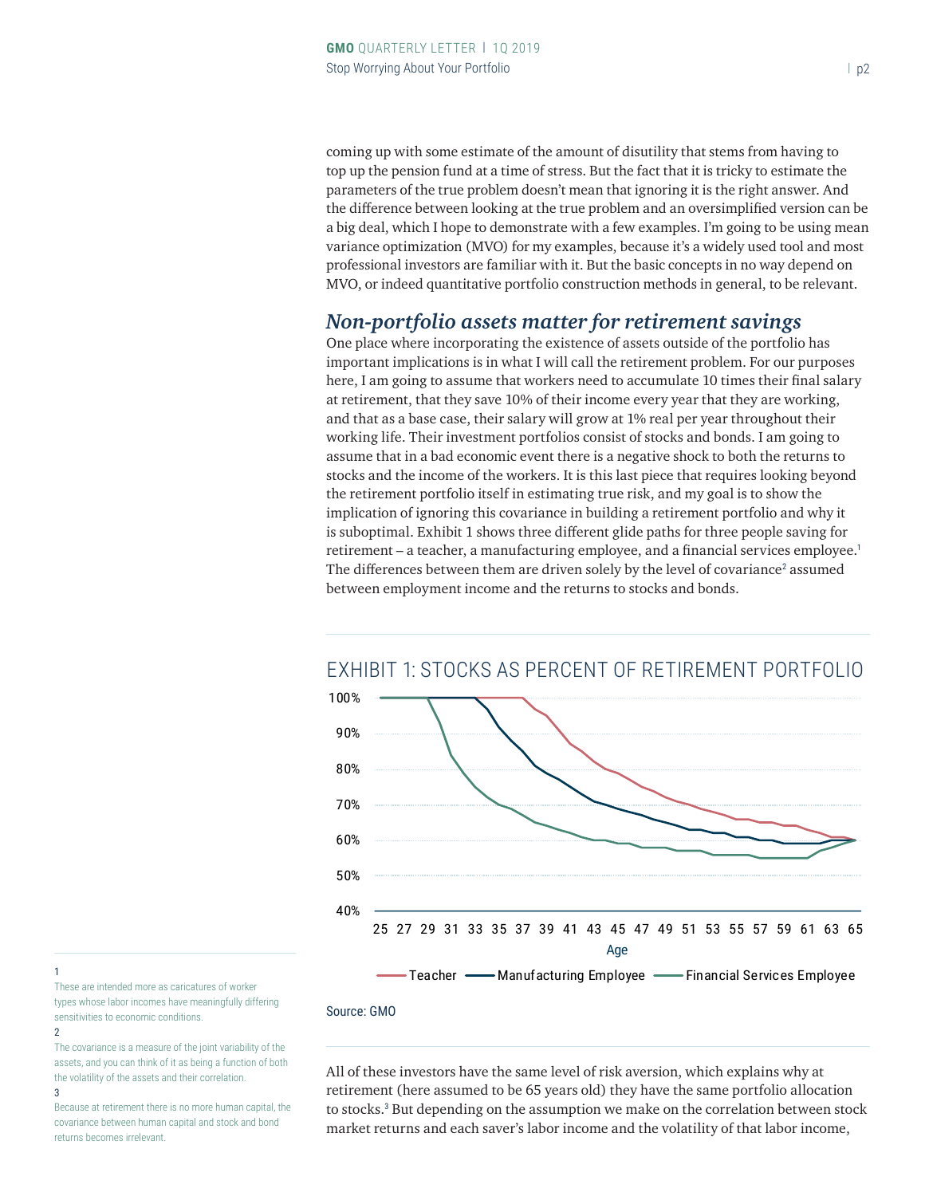coming up with some estimate of the amount of disutility that stems from having to top up the pension fund at a time of stress. But the fact that it is tricky to estimate the parameters of the true problem doesn't mean that ignoring it is the right answer. And the difference between looking at the true problem and an oversimplified version can be a big deal, which I hope to demonstrate with a few examples. I'm going to be using mean variance optimization (MVO) for my examples, because it's a widely used tool and most professional investors are familiar with it. But the basic concepts in no way depend on MVO, or indeed quantitative portfolio construction methods in general, to be relevant.

## *Non-portfolio assets matter for retirement savings*

One place where incorporating the existence of assets outside of the portfolio has important implications is in what I will call the retirement problem. For our purposes here, I am going to assume that workers need to accumulate 10 times their final salary at retirement, that they save 10% of their income every year that they are working, and that as a base case, their salary will grow at 1% real per year throughout their working life. Their investment portfolios consist of stocks and bonds. I am going to assume that in a bad economic event there is a negative shock to both the returns to stocks and the income of the workers. It is this last piece that requires looking beyond the retirement portfolio itself in estimating true risk, and my goal is to show the implication of ignoring this covariance in building a retirement portfolio and why it is suboptimal. Exhibit 1 shows three different glide paths for three people saving for retirement – a teacher, a manufacturing employee, and a financial services employee.[1] The differences between them are driven solely by the level of covariance[2] assumed between employment income and the returns to stocks and bonds.

EXHIBIT 1: STOCKS AS PERCENT OF RETIREMENT PORTFOLIO

Source: GMO

All of these investors have the same level of risk aversion, which explains why at retirement (here assumed to be 65 years old) they have the same portfolio allocation to stocks.[3] But depending on the assumption we make on the correlation between stock market returns and each saver's labor income and the volatility of that labor income,

---

1 These are intended more as caricatures of worker types whose labor incomes have meaningfully differing sensitivities to economic conditions.

2 The covariance is a measure of the joint variability of the assets, and you can think of it as being a function of both the volatility of the assets and their correlation.

3 Because at retirement there is no more human capital, the covariance between human capital and stock and bond returns becomes irrelevant.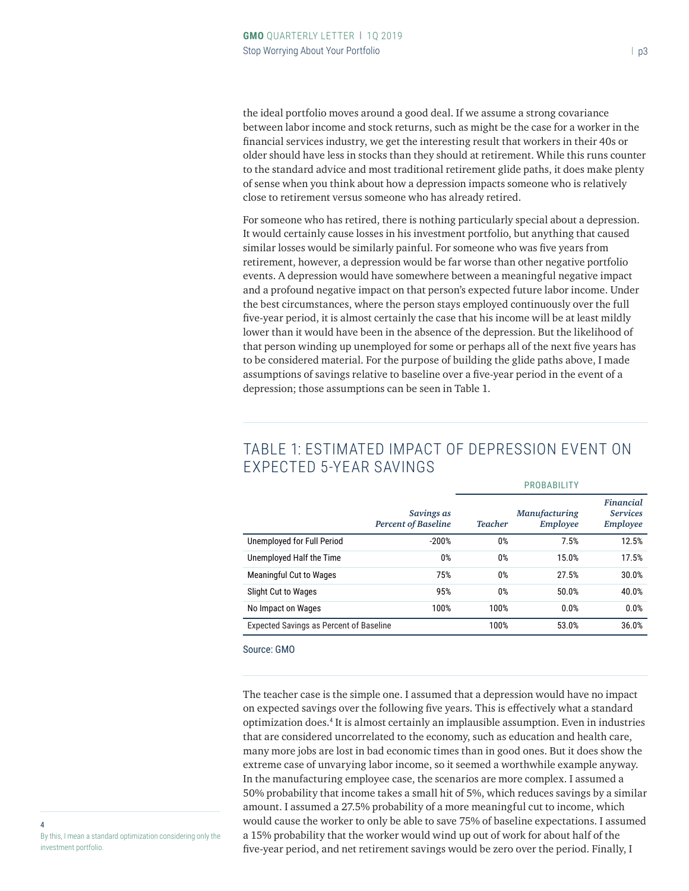the ideal portfolio moves around a good deal. If we assume a strong covariance between labor income and stock returns, such as might be the case for a worker in the financial services industry, we get the interesting result that workers in their 40s or older should have less in stocks than they should at retirement. While this runs counter to the standard advice and most traditional retirement glide paths, it does make plenty of sense when you think about how a depression impacts someone who is relatively close to retirement versus someone who has already retired.

For someone who has retired, there is nothing particularly special about a depression. It would certainly cause losses in his investment portfolio, but anything that caused similar losses would be similarly painful. For someone who was five years from retirement, however, a depression would be far worse than other negative portfolio events. A depression would have somewhere between a meaningful negative impact and a profound negative impact on that person's expected future labor income. Under the best circumstances, where the person stays employed continuously over the full five-year period, it is almost certainly the case that his income will be at least mildly lower than it would have been in the absence of the depression. But the likelihood of that person winding up unemployed for some or perhaps all of the next five years has to be considered material. For the purpose of building the glide paths above, I made assumptions of savings relative to baseline over a five-year period in the event of a depression; those assumptions can be seen in Table 1.

## TABLE 1: ESTIMATED IMPACT OF DEPRESSION EVENT ON EXPECTED 5-YEAR SAVINGS

| | | PROBABILITY | | |
|---|---|---|---|---|
| | *Savings as Percent of Baseline* | *Teacher* | *Manufacturing Employee* | *Financial Services Employee* |
| Unemployed for Full Period | -200% | 0% | 7.5% | 12.5% |
| Unemployed Half the Time | 0% | 0% | 15.0% | 17.5% |
| Meaningful Cut to Wages | 75% | 0% | 27.5% | 30.0% |
| Slight Cut to Wages | 95% | 0% | 50.0% | 40.0% |
| No Impact on Wages | 100% | 100% | 0.0% | 0.0% |
| Expected Savings as Percent of Baseline | | 100% | 53.0% | 36.0% |

Source: GMO

The teacher case is the simple one. I assumed that a depression would have no impact on expected savings over the following five years. This is effectively what a standard optimization does.[4] It is almost certainly an implausible assumption. Even in industries that are considered uncorrelated to the economy, such as education and health care, many more jobs are lost in bad economic times than in good ones. But it does show the extreme case of unvarying labor income, so it seemed a worthwhile example anyway. In the manufacturing employee case, the scenarios are more complex. I assumed a 50% probability that income takes a small hit of 5%, which reduces savings by a similar amount. I assumed a 27.5% probability of a more meaningful cut to income, which would cause the worker to only be able to save 75% of baseline expectations. I assumed a 15% probability that the worker would wind up out of work for about half of the five-year period, and net retirement savings would be zero over the period. Finally, I

[4] By this, I mean a standard optimization considering only the investment portfolio.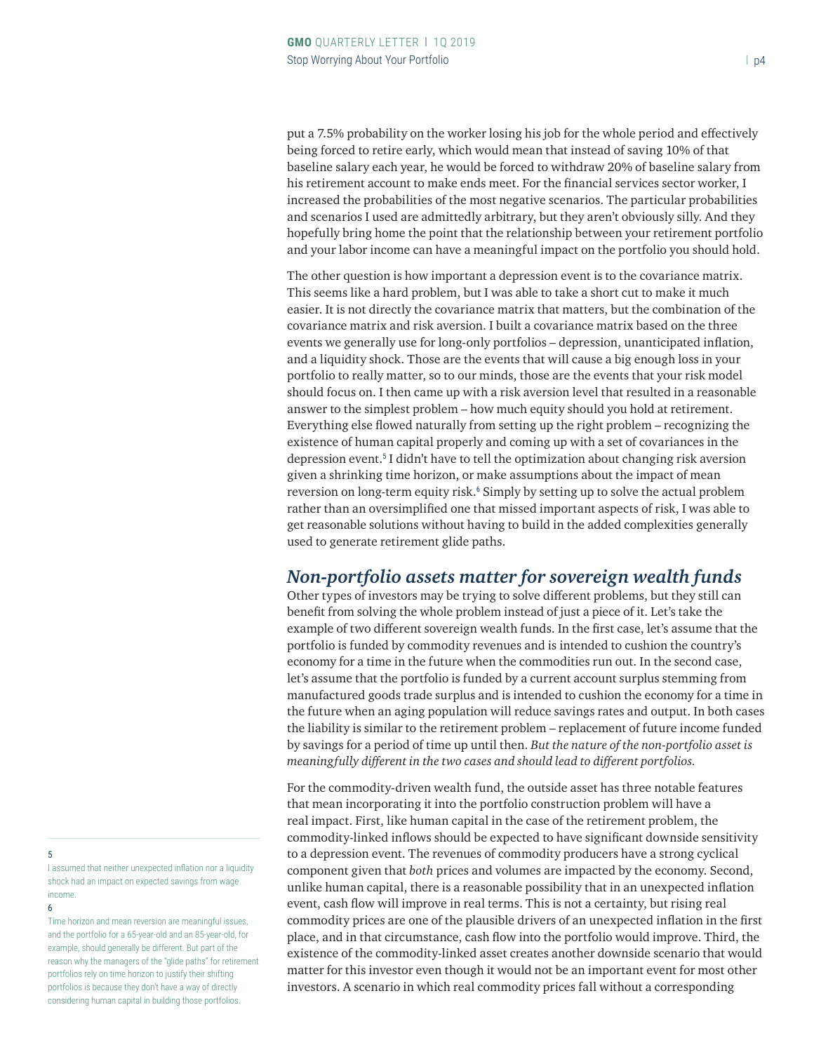put a 7.5% probability on the worker losing his job for the whole period and effectively being forced to retire early, which would mean that instead of saving 10% of that baseline salary each year, he would be forced to withdraw 20% of baseline salary from his retirement account to make ends meet. For the financial services sector worker, I increased the probabilities of the most negative scenarios. The particular probabilities and scenarios I used are admittedly arbitrary, but they aren't obviously silly. And they hopefully bring home the point that the relationship between your retirement portfolio and your labor income can have a meaningful impact on the portfolio you should hold.

The other question is how important a depression event is to the covariance matrix. This seems like a hard problem, but I was able to take a short cut to make it much easier. It is not directly the covariance matrix that matters, but the combination of the covariance matrix and risk aversion. I built a covariance matrix based on the three events we generally use for long-only portfolios – depression, unanticipated inflation, and a liquidity shock. Those are the events that will cause a big enough loss in your portfolio to really matter, so to our minds, those are the events that your risk model should focus on. I then came up with a risk aversion level that resulted in a reasonable answer to the simplest problem – how much equity should you hold at retirement. Everything else flowed naturally from setting up the right problem – recognizing the existence of human capital properly and coming up with a set of covariances in the depression event.[5] I didn't have to tell the optimization about changing risk aversion given a shrinking time horizon, or make assumptions about the impact of mean reversion on long-term equity risk.[6] Simply by setting up to solve the actual problem rather than an oversimplified one that missed important aspects of risk, I was able to get reasonable solutions without having to build in the added complexities generally used to generate retirement glide paths.

## *Non-portfolio assets matter for sovereign wealth funds*

Other types of investors may be trying to solve different problems, but they still can benefit from solving the whole problem instead of just a piece of it. Let's take the example of two different sovereign wealth funds. In the first case, let's assume that the portfolio is funded by commodity revenues and is intended to cushion the country's economy for a time in the future when the commodities run out. In the second case, let's assume that the portfolio is funded by a current account surplus stemming from manufactured goods trade surplus and is intended to cushion the economy for a time in the future when an aging population will reduce savings rates and output. In both cases the liability is similar to the retirement problem – replacement of future income funded by savings for a period of time up until then. *But the nature of the non-portfolio asset is meaningfully different in the two cases and should lead to different portfolios.*

For the commodity-driven wealth fund, the outside asset has three notable features that mean incorporating it into the portfolio construction problem will have a real impact. First, like human capital in the case of the retirement problem, the commodity-linked inflows should be expected to have significant downside sensitivity to a depression event. The revenues of commodity producers have a strong cyclical component given that *both* prices and volumes are impacted by the economy. Second, unlike human capital, there is a reasonable possibility that in an unexpected inflation event, cash flow will improve in real terms. This is not a certainty, but rising real commodity prices are one of the plausible drivers of an unexpected inflation in the first place, and in that circumstance, cash flow into the portfolio would improve. Third, the existence of the commodity-linked asset creates another downside scenario that would matter for this investor even though it would not be an important event for most other investors. A scenario in which real commodity prices fall without a corresponding

---

[5] I assumed that neither unexpected inflation nor a liquidity shock had an impact on expected savings from wage income.

[6] Time horizon and mean reversion are meaningful issues, and the portfolio for a 65-year-old and an 85-year-old, for example, should generally be different. But part of the reason why the managers of the "glide paths" for retirement portfolios rely on time horizon to justify their shifting portfolios is because they don't have a way of directly considering human capital in building those portfolios.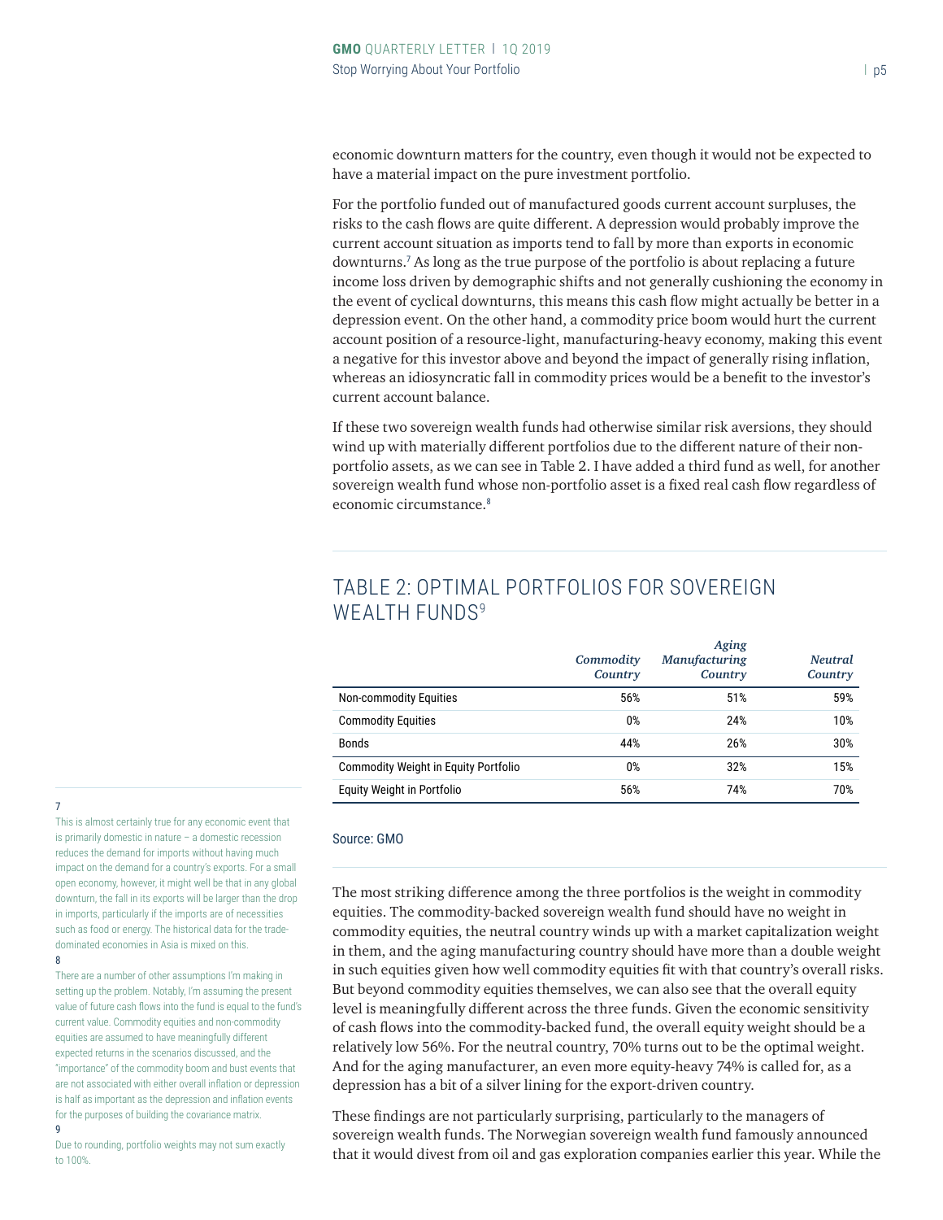economic downturn matters for the country, even though it would not be expected to have a material impact on the pure investment portfolio.

For the portfolio funded out of manufactured goods current account surpluses, the risks to the cash flows are quite different. A depression would probably improve the current account situation as imports tend to fall by more than exports in economic downturns.[7] As long as the true purpose of the portfolio is about replacing a future income loss driven by demographic shifts and not generally cushioning the economy in the event of cyclical downturns, this means this cash flow might actually be better in a depression event. On the other hand, a commodity price boom would hurt the current account position of a resource-light, manufacturing-heavy economy, making this event a negative for this investor above and beyond the impact of generally rising inflation, whereas an idiosyncratic fall in commodity prices would be a benefit to the investor's current account balance.

If these two sovereign wealth funds had otherwise similar risk aversions, they should wind up with materially different portfolios due to the different nature of their non-portfolio assets, as we can see in Table 2. I have added a third fund as well, for another sovereign wealth fund whose non-portfolio asset is a fixed real cash flow regardless of economic circumstance.[8]

## TABLE 2: OPTIMAL PORTFOLIOS FOR SOVEREIGN WEALTH FUNDS[9]

| | *Commodity Country* | *Aging Manufacturing Country* | *Neutral Country* |
|---|---|---|---|
| Non-commodity Equities | 56% | 51% | 59% |
| Commodity Equities | 0% | 24% | 10% |
| Bonds | 44% | 26% | 30% |
| Commodity Weight in Equity Portfolio | 0% | 32% | 15% |
| Equity Weight in Portfolio | 56% | 74% | 70% |

Source: GMO

The most striking difference among the three portfolios is the weight in commodity equities. The commodity-backed sovereign wealth fund should have no weight in commodity equities, the neutral country winds up with a market capitalization weight in them, and the aging manufacturing country should have more than a double weight in such equities given how well commodity equities fit with that country's overall risks. But beyond commodity equities themselves, we can also see that the overall equity level is meaningfully different across the three funds. Given the economic sensitivity of cash flows into the commodity-backed fund, the overall equity weight should be a relatively low 56%. For the neutral country, 70% turns out to be the optimal weight. And for the aging manufacturer, an even more equity-heavy 74% is called for, as a depression has a bit of a silver lining for the export-driven country.

These findings are not particularly surprising, particularly to the managers of sovereign wealth funds. The Norwegian sovereign wealth fund famously announced that it would divest from oil and gas exploration companies earlier this year. While the

---

[7] This is almost certainly true for any economic event that is primarily domestic in nature – a domestic recession reduces the demand for imports without having much impact on the demand for a country's exports. For a small open economy, however, it might well be that in any global downturn, the fall in its exports will be larger than the drop in imports, particularly if the imports are of necessities such as food or energy. The historical data for the trade-dominated economies in Asia is mixed on this.

[8] There are a number of other assumptions I'm making in setting up the problem. Notably, I'm assuming the present value of future cash flows into the fund is equal to the fund's current value. Commodity equities and non-commodity equities are assumed to have meaningfully different expected returns in the scenarios discussed, and the "importance" of the commodity boom and bust events that are not associated with either overall inflation or depression is half as important as the depression and inflation events for the purposes of building the covariance matrix.

[9] Due to rounding, portfolio weights may not sum exactly to 100%.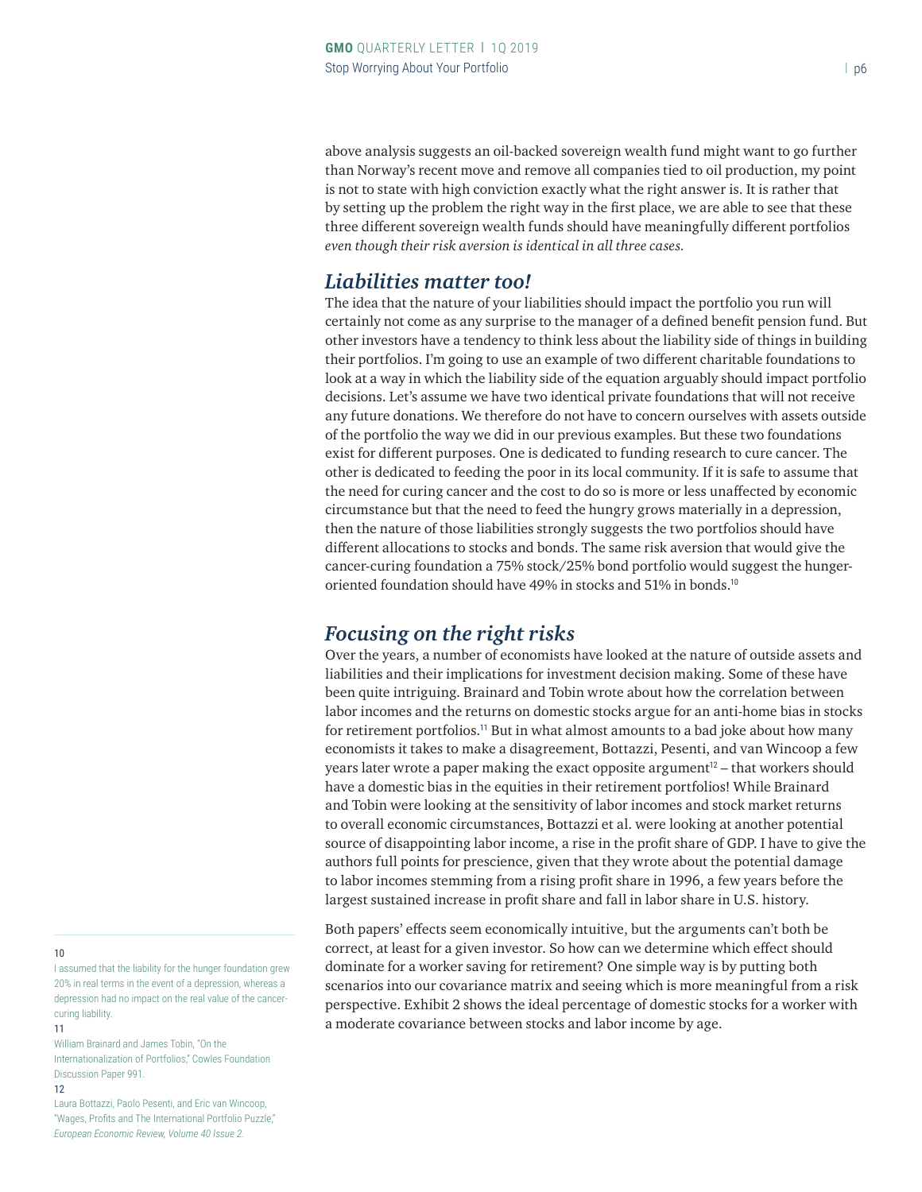above analysis suggests an oil-backed sovereign wealth fund might want to go further than Norway's recent move and remove all companies tied to oil production, my point is not to state with high conviction exactly what the right answer is. It is rather that by setting up the problem the right way in the first place, we are able to see that these three different sovereign wealth funds should have meaningfully different portfolios *even though their risk aversion is identical in all three cases.*

## *Liabilities matter too!*

The idea that the nature of your liabilities should impact the portfolio you run will certainly not come as any surprise to the manager of a defined benefit pension fund. But other investors have a tendency to think less about the liability side of things in building their portfolios. I'm going to use an example of two different charitable foundations to look at a way in which the liability side of the equation arguably should impact portfolio decisions. Let's assume we have two identical private foundations that will not receive any future donations. We therefore do not have to concern ourselves with assets outside of the portfolio the way we did in our previous examples. But these two foundations exist for different purposes. One is dedicated to funding research to cure cancer. The other is dedicated to feeding the poor in its local community. If it is safe to assume that the need for curing cancer and the cost to do so is more or less unaffected by economic circumstance but that the need to feed the hungry grows materially in a depression, then the nature of those liabilities strongly suggests the two portfolios should have different allocations to stocks and bonds. The same risk aversion that would give the cancer-curing foundation a 75% stock/25% bond portfolio would suggest the hunger-oriented foundation should have 49% in stocks and 51% in bonds.[10]

## *Focusing on the right risks*

Over the years, a number of economists have looked at the nature of outside assets and liabilities and their implications for investment decision making. Some of these have been quite intriguing. Brainard and Tobin wrote about how the correlation between labor incomes and the returns on domestic stocks argue for an anti-home bias in stocks for retirement portfolios.[11] But in what almost amounts to a bad joke about how many economists it takes to make a disagreement, Bottazzi, Pesenti, and van Wincoop a few years later wrote a paper making the exact opposite argument[12] – that workers should have a domestic bias in the equities in their retirement portfolios! While Brainard and Tobin were looking at the sensitivity of labor incomes and stock market returns to overall economic circumstances, Bottazzi et al. were looking at another potential source of disappointing labor income, a rise in the profit share of GDP. I have to give the authors full points for prescience, given that they wrote about the potential damage to labor incomes stemming from a rising profit share in 1996, a few years before the largest sustained increase in profit share and fall in labor share in U.S. history.

Both papers' effects seem economically intuitive, but the arguments can't both be correct, at least for a given investor. So how can we determine which effect should dominate for a worker saving for retirement? One simple way is by putting both scenarios into our covariance matrix and seeing which is more meaningful from a risk perspective. Exhibit 2 shows the ideal percentage of domestic stocks for a worker with a moderate covariance between stocks and labor income by age.

---

10 I assumed that the liability for the hunger foundation grew 20% in real terms in the event of a depression, whereas a depression had no impact on the real value of the cancer-curing liability.

11 William Brainard and James Tobin, "On the Internationalization of Portfolios," Cowles Foundation Discussion Paper 991.

12 Laura Bottazzi, Paolo Pesenti, and Eric van Wincoop, "Wages, Profits and The International Portfolio Puzzle," *European Economic Review, Volume 40 Issue 2.*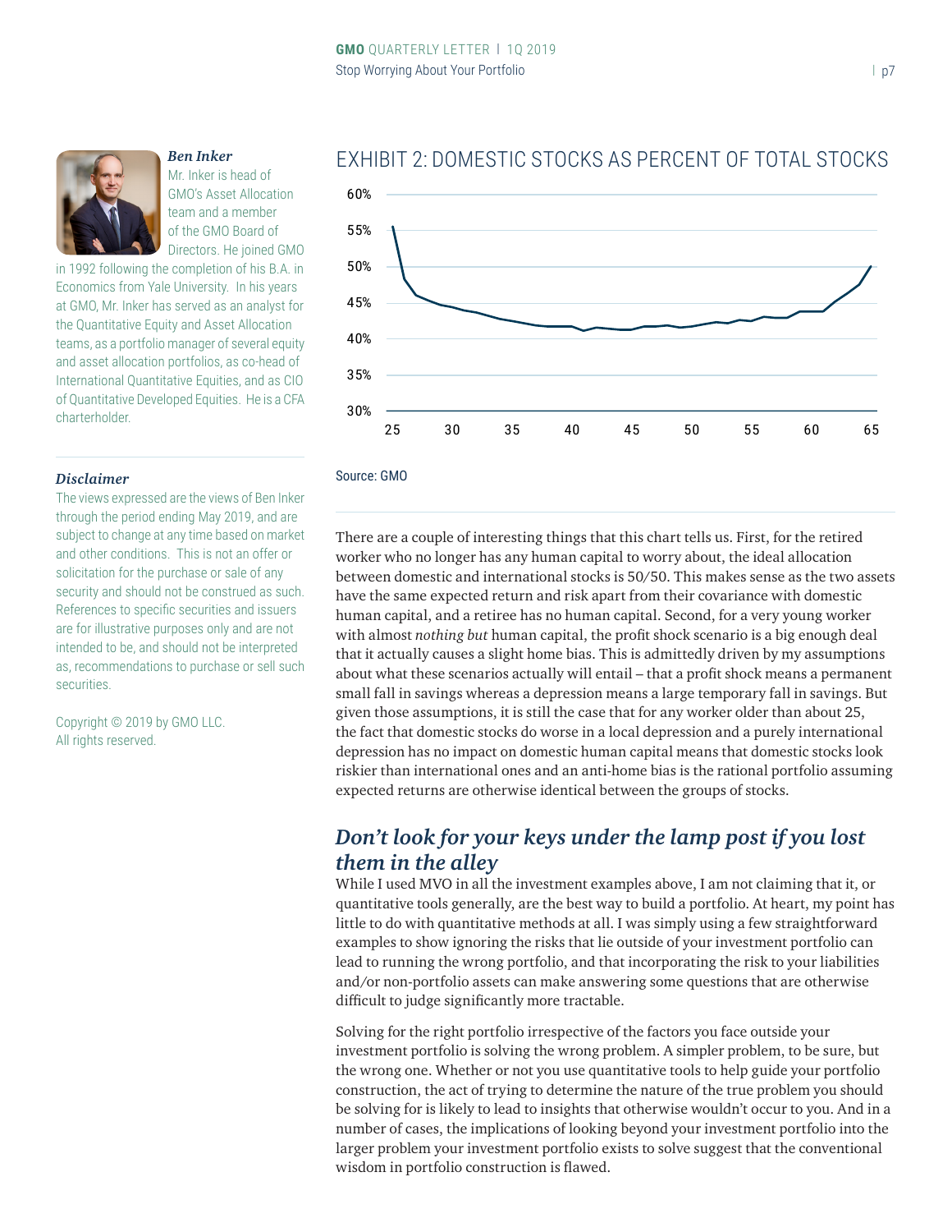**Ben Inker**
Mr. Inker is head of GMO's Asset Allocation team and a member of the GMO Board of Directors. He joined GMO in 1992 following the completion of his B.A. in Economics from Yale University. In his years at GMO, Mr. Inker has served as an analyst for the Quantitative Equity and Asset Allocation teams, as a portfolio manager of several equity and asset allocation portfolios, as co-head of International Quantitative Equities, and as CIO of Quantitative Developed Equities. He is a CFA charterholder.

***Disclaimer***
The views expressed are the views of Ben Inker through the period ending May 2019, and are subject to change at any time based on market and other conditions. This is not an offer or solicitation for the purchase or sale of any security and should not be construed as such. References to specific securities and issuers are for illustrative purposes only and are not intended to be, and should not be interpreted as, recommendations to purchase or sell such securities.

Copyright © 2019 by GMO LLC.
All rights reserved.

## EXHIBIT 2: DOMESTIC STOCKS AS PERCENT OF TOTAL STOCKS

60%
55%
50%
45%
40%
35%
30%
25 30 35 40 45 50 55 60 65

Source: GMO

There are a couple of interesting things that this chart tells us. First, for the retired worker who no longer has any human capital to worry about, the ideal allocation between domestic and international stocks is 50/50. This makes sense as the two assets have the same expected return and risk apart from their covariance with domestic human capital, and a retiree has no human capital. Second, for a very young worker with almost *nothing but* human capital, the profit shock scenario is a big enough deal that it actually causes a slight home bias. This is admittedly driven by my assumptions about what these scenarios actually will entail – that a profit shock means a permanent small fall in savings whereas a depression means a large temporary fall in savings. But given those assumptions, it is still the case that for any worker older than about 25, the fact that domestic stocks do worse in a local depression and a purely international depression has no impact on domestic human capital means that domestic stocks look riskier than international ones and an anti-home bias is the rational portfolio assuming expected returns are otherwise identical between the groups of stocks.

## *Don't look for your keys under the lamp post if you lost them in the alley*

While I used MVO in all the investment examples above, I am not claiming that it, or quantitative tools generally, are the best way to build a portfolio. At heart, my point has little to do with quantitative methods at all. I was simply using a few straightforward examples to show ignoring the risks that lie outside of your investment portfolio can lead to running the wrong portfolio, and that incorporating the risk to your liabilities and/or non-portfolio assets can make answering some questions that are otherwise difficult to judge significantly more tractable.

Solving for the right portfolio irrespective of the factors you face outside your investment portfolio is solving the wrong problem. A simpler problem, to be sure, but the wrong one. Whether or not you use quantitative tools to help guide your portfolio construction, the act of trying to determine the nature of the true problem you should be solving for is likely to lead to insights that otherwise wouldn't occur to you. And in a number of cases, the implications of looking beyond your investment portfolio into the larger problem your investment portfolio exists to solve suggest that the conventional wisdom in portfolio construction is flawed.